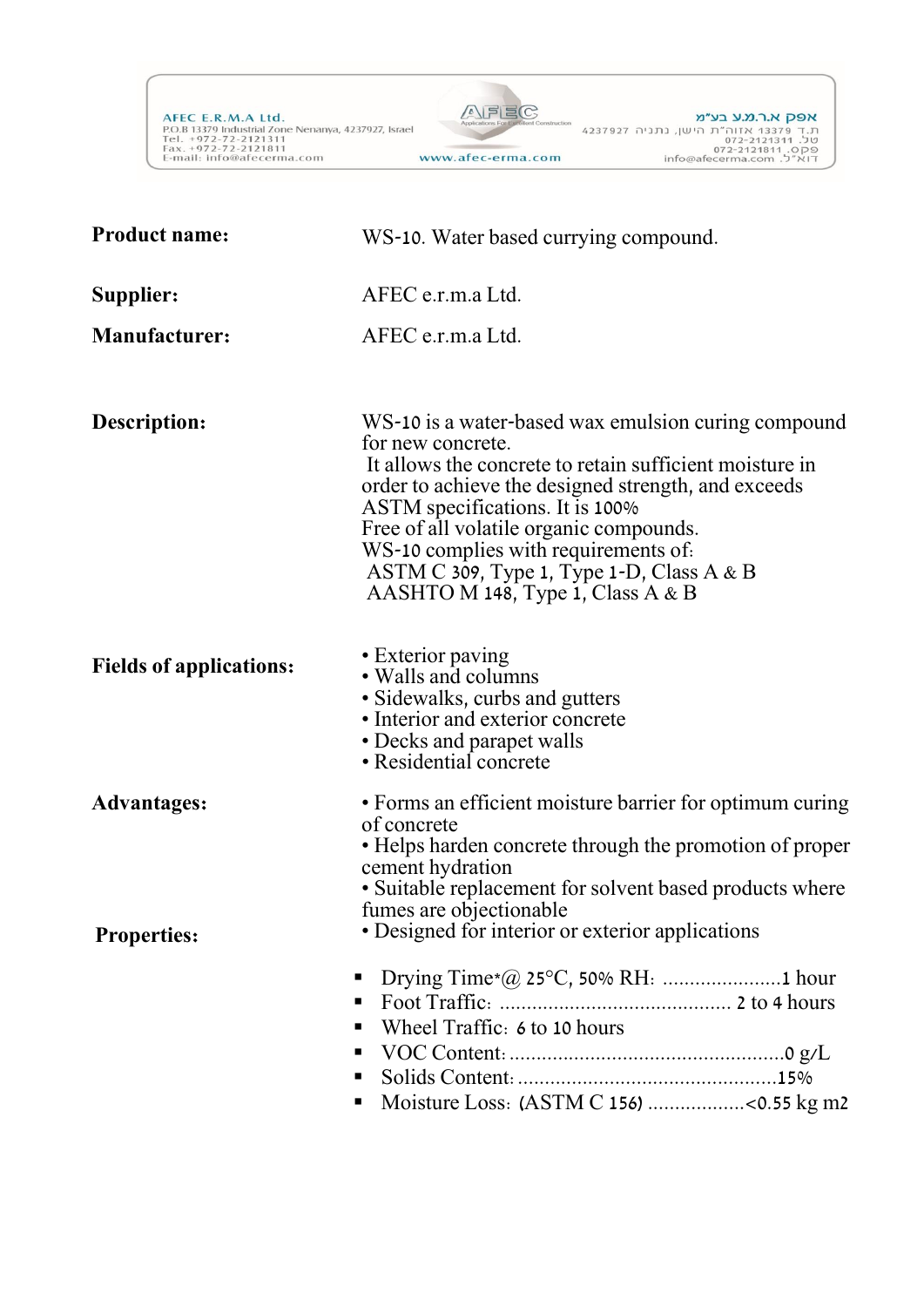AFEC E.R.M.A Ltd.
P.O.B 13379 Industrial Zone Nenanya, 4237927, Israel
Tel. +972-72-2121311
Fax. +972-72-2121811
E-mail: info@afecerma.com

AFEC
Applications For Excellent Construction
www.afec-erma.com

אפק א.ר.מ.ע בע"מ
ת.ד 13379 אזוה"ת היישן, נתניה 4237927
טל. 072-2121311
פקס. 072-2121811
דוא"ל. info@afecerma.com

**Product name:** WS-10. Water based currying compound.

**Supplier:** AFEC e.r.m.a Ltd.

**Manufacturer:** AFEC e.r.m.a Ltd.

**Description:**

WS-10 is a water-based wax emulsion curing compound for new concrete.
It allows the concrete to retain sufficient moisture in order to achieve the designed strength, and exceeds ASTM specifications. It is 100%
Free of all volatile organic compounds.
WS-10 complies with requirements of:
ASTM C 309, Type 1, Type 1-D, Class A & B
AASHTO M 148, Type 1, Class A & B

**Fields of applications:**

- Exterior paving
- Walls and columns
- Sidewalks, curbs and gutters
- Interior and exterior concrete
- Decks and parapet walls
- Residential concrete

**Advantages:**

- Forms an efficient moisture barrier for optimum curing of concrete
- Helps harden concrete through the promotion of proper cement hydration
- Suitable replacement for solvent based products where fumes are objectionable
- Designed for interior or exterior applications

**Properties:**

- Drying Time*@ 25°C, 50% RH: ......................1 hour
- Foot Traffic: ........................................... 2 to 4 hours
- Wheel Traffic: 6 to 10 hours
- VOC Content: ...................................................0 g/L
- Solids Content: ................................................15%
- Moisture Loss: (ASTM C 156) ..................<0.55 kg m2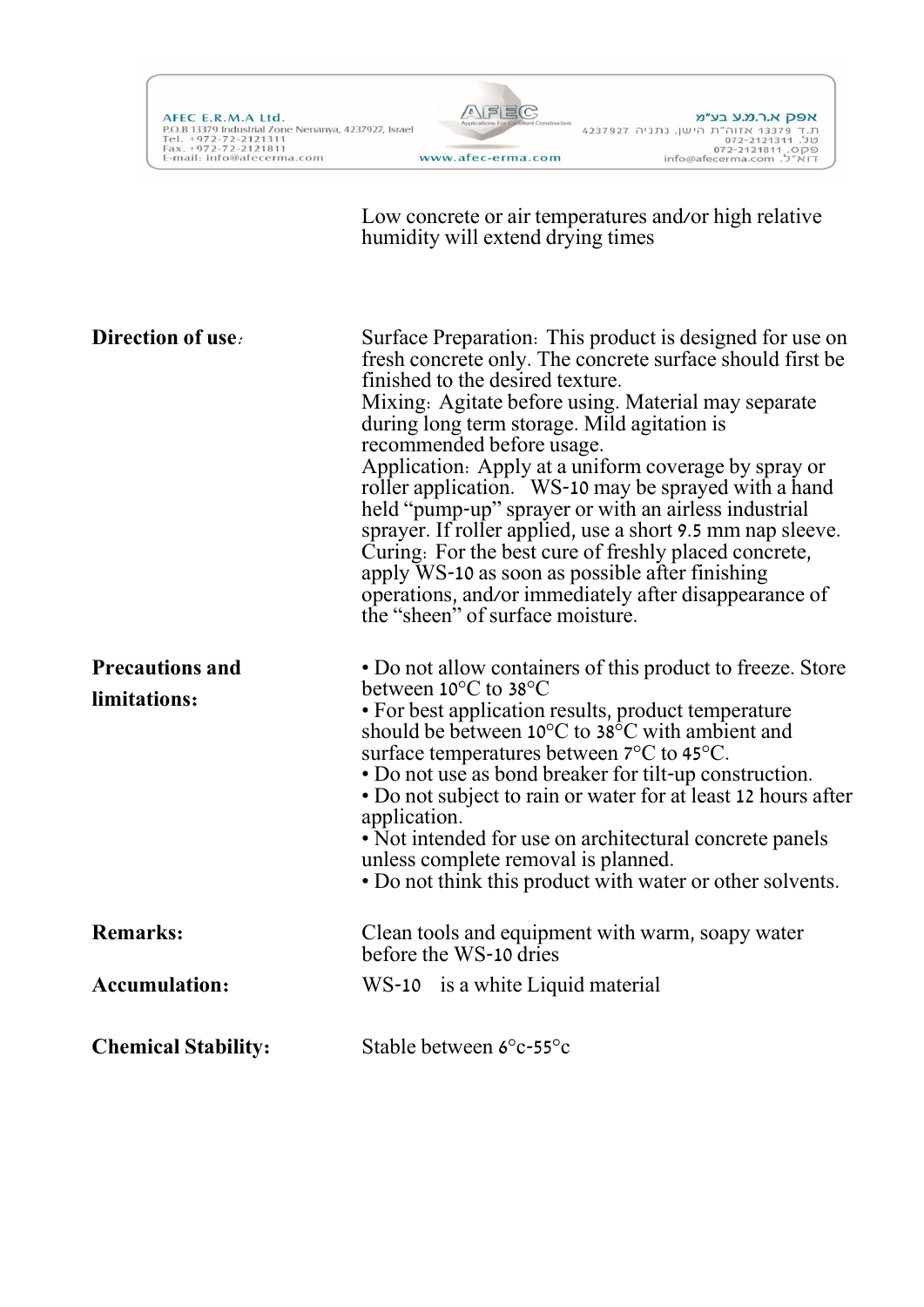Low concrete or air temperatures and/or high relative humidity will extend drying times

**Direction of use:**

Surface Preparation: This product is designed for use on fresh concrete only. The concrete surface should first be finished to the desired texture.
Mixing: Agitate before using. Material may separate during long term storage. Mild agitation is recommended before usage.
Application: Apply at a uniform coverage by spray or roller application. WS-10 may be sprayed with a hand held "pump-up" sprayer or with an airless industrial sprayer. If roller applied, use a short 9.5 mm nap sleeve.
Curing: For the best cure of freshly placed concrete, apply WS-10 as soon as possible after finishing operations, and/or immediately after disappearance of the "sheen" of surface moisture.

**Precautions and limitations:**

- Do not allow containers of this product to freeze. Store between 10°C to 38°C
- For best application results, product temperature should be between 10°C to 38°C with ambient and surface temperatures between 7°C to 45°C.
- Do not use as bond breaker for tilt-up construction.
- Do not subject to rain or water for at least 12 hours after application.
- Not intended for use on architectural concrete panels unless complete removal is planned.
- Do not think this product with water or other solvents.

**Remarks:**

Clean tools and equipment with warm, soapy water before the WS-10 dries

**Accumulation:**

WS-10 is a white Liquid material

**Chemical Stability:**

Stable between 6°c-55°c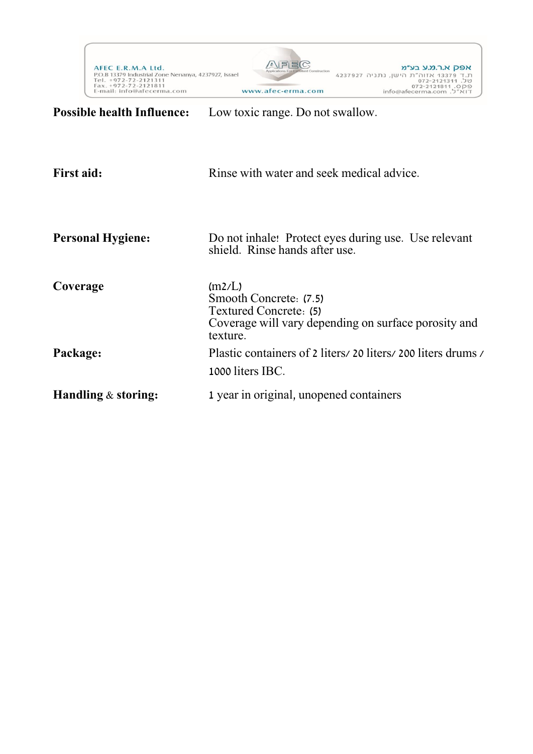| | |
|---|---|
| **Possible health Influence:** | Low toxic range. Do not swallow. |
| **First aid:** | Rinse with water and seek medical advice. |
| **Personal Hygiene:** | Do not inhale! Protect eyes during use. Use relevant shield. Rinse hands after use. |
| **Coverage** | (m2/L)<br>Smooth Concrete: (7.5)<br>Textured Concrete: (5)<br>Coverage will vary depending on surface porosity and texture. |
| **Package:** | Plastic containers of 2 liters/ 20 liters/ 200 liters drums / 1000 liters IBC. |
| **Handling & storing:** | 1 year in original, unopened containers |